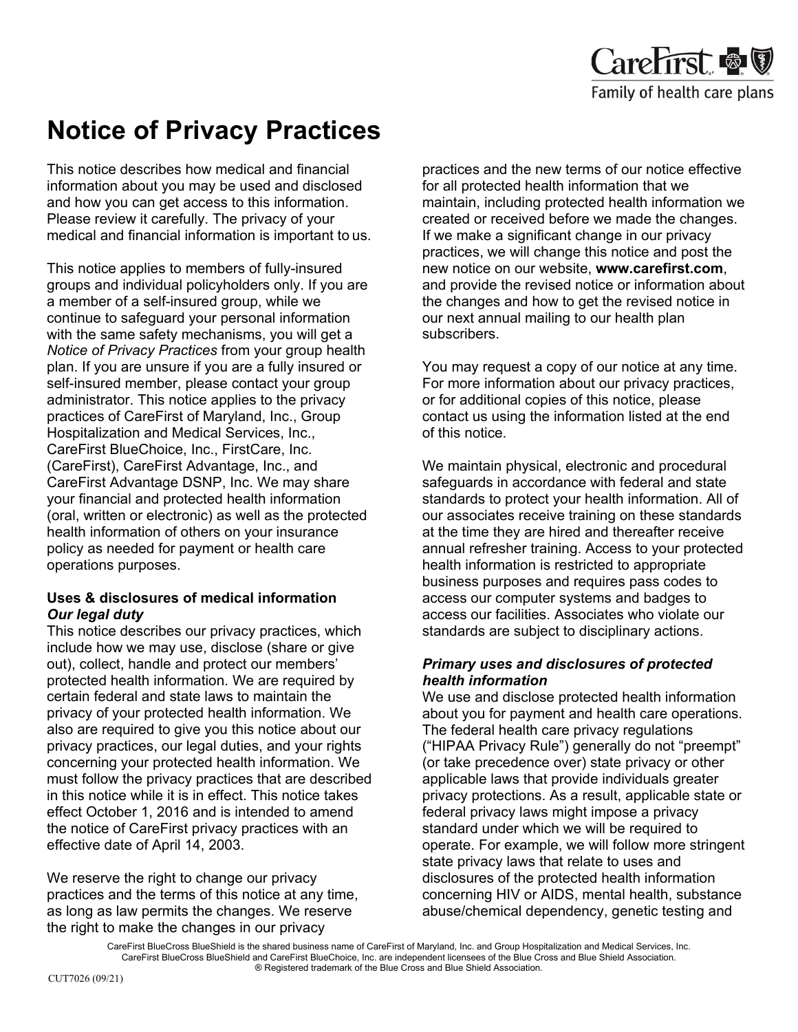# Notice of Privacy Practices

This notice describes how medical and financial information about you may be used and disclosed and how you can get access to this information. Please review it carefully. The privacy of your medical and financial information is important to us.

This notice applies to members of fully-insured groups and individual policyholders only. If you are a member of a self-insured group, while we continue to safeguard your personal information with the same safety mechanisms, you will get a *Notice of Privacy Practices* from your group health plan. If you are unsure if you are a fully insured or self-insured member, please contact your group administrator. This notice applies to the privacy practices of CareFirst of Maryland, Inc., Group Hospitalization and Medical Services, Inc., CareFirst BlueChoice, Inc., FirstCare, Inc. (CareFirst), CareFirst Advantage, Inc., and CareFirst Advantage DSNP, Inc. We may share your financial and protected health information (oral, written or electronic) as well as the protected health information of others on your insurance policy as needed for payment or health care operations purposes.

## Uses & disclosures of medical information

### *Our legal duty*

This notice describes our privacy practices, which include how we may use, disclose (share or give out), collect, handle and protect our members' protected health information. We are required by certain federal and state laws to maintain the privacy of your protected health information. We also are required to give you this notice about our privacy practices, our legal duties, and your rights concerning your protected health information. We must follow the privacy practices that are described in this notice while it is in effect. This notice takes effect October 1, 2016 and is intended to amend the notice of CareFirst privacy practices with an effective date of April 14, 2003.

We reserve the right to change our privacy practices and the terms of this notice at any time, as long as law permits the changes. We reserve the right to make the changes in our privacy practices and the new terms of our notice effective for all protected health information that we maintain, including protected health information we created or received before we made the changes. If we make a significant change in our privacy practices, we will change this notice and post the new notice on our website, **www.carefirst.com**, and provide the revised notice or information about the changes and how to get the revised notice in our next annual mailing to our health plan subscribers.

You may request a copy of our notice at any time. For more information about our privacy practices, or for additional copies of this notice, please contact us using the information listed at the end of this notice.

We maintain physical, electronic and procedural safeguards in accordance with federal and state standards to protect your health information. All of our associates receive training on these standards at the time they are hired and thereafter receive annual refresher training. Access to your protected health information is restricted to appropriate business purposes and requires pass codes to access our computer systems and badges to access our facilities. Associates who violate our standards are subject to disciplinary actions.

### *Primary uses and disclosures of protected health information*

We use and disclose protected health information about you for payment and health care operations. The federal health care privacy regulations ("HIPAA Privacy Rule") generally do not "preempt" (or take precedence over) state privacy or other applicable laws that provide individuals greater privacy protections. As a result, applicable state or federal privacy laws might impose a privacy standard under which we will be required to operate. For example, we will follow more stringent state privacy laws that relate to uses and disclosures of the protected health information concerning HIV or AIDS, mental health, substance abuse/chemical dependency, genetic testing and

CareFirst BlueCross BlueShield is the shared business name of CareFirst of Maryland, Inc. and Group Hospitalization and Medical Services, Inc.
CareFirst BlueCross BlueShield and CareFirst BlueChoice, Inc. are independent licensees of the Blue Cross and Blue Shield Association.
® Registered trademark of the Blue Cross and Blue Shield Association.

CUT7026 (09/21)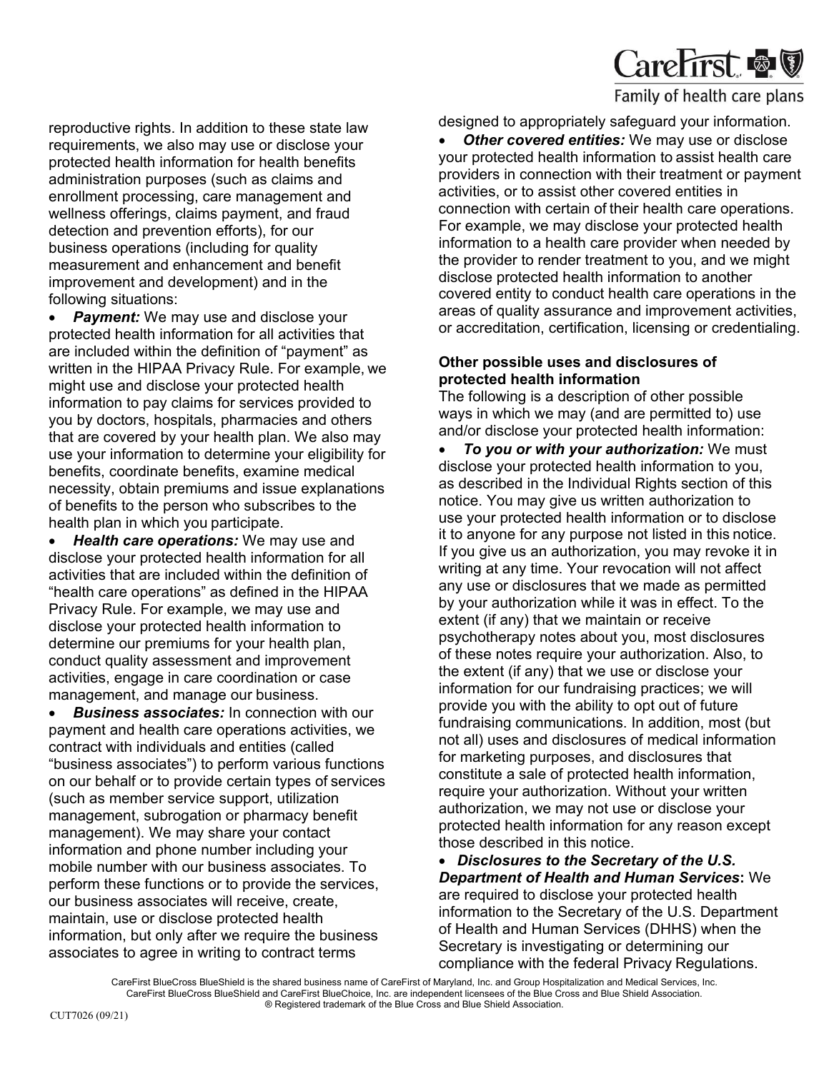reproductive rights. In addition to these state law requirements, we also may use or disclose your protected health information for health benefits administration purposes (such as claims and enrollment processing, care management and wellness offerings, claims payment, and fraud detection and prevention efforts), for our business operations (including for quality measurement and enhancement and benefit improvement and development) and in the following situations:

- ***Payment:*** We may use and disclose your protected health information for all activities that are included within the definition of "payment" as written in the HIPAA Privacy Rule. For example, we might use and disclose your protected health information to pay claims for services provided to you by doctors, hospitals, pharmacies and others that are covered by your health plan. We also may use your information to determine your eligibility for benefits, coordinate benefits, examine medical necessity, obtain premiums and issue explanations of benefits to the person who subscribes to the health plan in which you participate.
- ***Health care operations:*** We may use and disclose your protected health information for all activities that are included within the definition of "health care operations" as defined in the HIPAA Privacy Rule. For example, we may use and disclose your protected health information to determine our premiums for your health plan, conduct quality assessment and improvement activities, engage in care coordination or case management, and manage our business.
- ***Business associates:*** In connection with our payment and health care operations activities, we contract with individuals and entities (called "business associates") to perform various functions on our behalf or to provide certain types of services (such as member service support, utilization management, subrogation or pharmacy benefit management). We may share your contact information and phone number including your mobile number with our business associates. To perform these functions or to provide the services, our business associates will receive, create, maintain, use or disclose protected health information, but only after we require the business associates to agree in writing to contract terms designed to appropriately safeguard your information.
- ***Other covered entities:*** We may use or disclose your protected health information to assist health care providers in connection with their treatment or payment activities, or to assist other covered entities in connection with certain of their health care operations. For example, we may disclose your protected health information to a health care provider when needed by the provider to render treatment to you, and we might disclose protected health information to another covered entity to conduct health care operations in the areas of quality assurance and improvement activities, or accreditation, certification, licensing or credentialing.

**Other possible uses and disclosures of protected health information**

The following is a description of other possible ways in which we may (and are permitted to) use and/or disclose your protected health information:

- ***To you or with your authorization:*** We must disclose your protected health information to you, as described in the Individual Rights section of this notice. You may give us written authorization to use your protected health information or to disclose it to anyone for any purpose not listed in this notice. If you give us an authorization, you may revoke it in writing at any time. Your revocation will not affect any use or disclosures that we made as permitted by your authorization while it was in effect. To the extent (if any) that we maintain or receive psychotherapy notes about you, most disclosures of these notes require your authorization. Also, to the extent (if any) that we use or disclose your information for our fundraising practices; we will provide you with the ability to opt out of future fundraising communications. In addition, most (but not all) uses and disclosures of medical information for marketing purposes, and disclosures that constitute a sale of protected health information, require your authorization. Without your written authorization, we may not use or disclose your protected health information for any reason except those described in this notice.
- ***Disclosures to the Secretary of the U.S. Department of Health and Human Services*:** We are required to disclose your protected health information to the Secretary of the U.S. Department of Health and Human Services (DHHS) when the Secretary is investigating or determining our compliance with the federal Privacy Regulations.

CareFirst BlueCross BlueShield is the shared business name of CareFirst of Maryland, Inc. and Group Hospitalization and Medical Services, Inc.
CareFirst BlueCross BlueShield and CareFirst BlueChoice, Inc. are independent licensees of the Blue Cross and Blue Shield Association.
® Registered trademark of the Blue Cross and Blue Shield Association.

CUT7026 (09/21)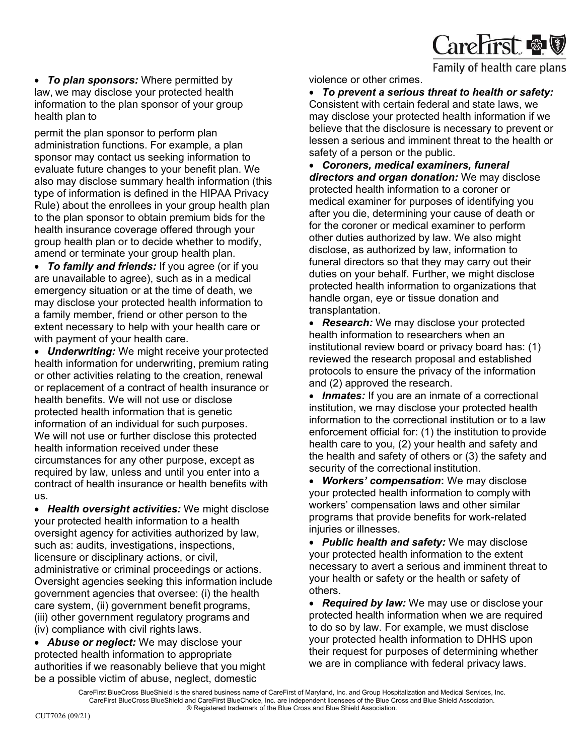- ***To plan sponsors:*** Where permitted by law, we may disclose your protected health information to the plan sponsor of your group health plan to

permit the plan sponsor to perform plan administration functions. For example, a plan sponsor may contact us seeking information to evaluate future changes to your benefit plan. We also may disclose summary health information (this type of information is defined in the HIPAA Privacy Rule) about the enrollees in your group health plan to the plan sponsor to obtain premium bids for the health insurance coverage offered through your group health plan or to decide whether to modify, amend or terminate your group health plan.

- ***To family and friends:*** If you agree (or if you are unavailable to agree), such as in a medical emergency situation or at the time of death, we may disclose your protected health information to a family member, friend or other person to the extent necessary to help with your health care or with payment of your health care.
- ***Underwriting:*** We might receive your protected health information for underwriting, premium rating or other activities relating to the creation, renewal or replacement of a contract of health insurance or health benefits. We will not use or disclose protected health information that is genetic information of an individual for such purposes. We will not use or further disclose this protected health information received under these circumstances for any other purpose, except as required by law, unless and until you enter into a contract of health insurance or health benefits with us.
- ***Health oversight activities:*** We might disclose your protected health information to a health oversight agency for activities authorized by law, such as: audits, investigations, inspections, licensure or disciplinary actions, or civil, administrative or criminal proceedings or actions. Oversight agencies seeking this information include government agencies that oversee: (i) the health care system, (ii) government benefit programs, (iii) other government regulatory programs and (iv) compliance with civil rights laws.
- ***Abuse or neglect:*** We may disclose your protected health information to appropriate authorities if we reasonably believe that you might be a possible victim of abuse, neglect, domestic violence or other crimes.
- ***To prevent a serious threat to health or safety:*** Consistent with certain federal and state laws, we may disclose your protected health information if we believe that the disclosure is necessary to prevent or lessen a serious and imminent threat to the health or safety of a person or the public.
- ***Coroners, medical examiners, funeral directors and organ donation:*** We may disclose protected health information to a coroner or medical examiner for purposes of identifying you after you die, determining your cause of death or for the coroner or medical examiner to perform other duties authorized by law. We also might disclose, as authorized by law, information to funeral directors so that they may carry out their duties on your behalf. Further, we might disclose protected health information to organizations that handle organ, eye or tissue donation and transplantation.
- ***Research:*** We may disclose your protected health information to researchers when an institutional review board or privacy board has: (1) reviewed the research proposal and established protocols to ensure the privacy of the information and (2) approved the research.
- ***Inmates:*** If you are an inmate of a correctional institution, we may disclose your protected health information to the correctional institution or to a law enforcement official for: (1) the institution to provide health care to you, (2) your health and safety and the health and safety of others or (3) the safety and security of the correctional institution.
- ***Workers' compensation*:** We may disclose your protected health information to comply with workers' compensation laws and other similar programs that provide benefits for work-related injuries or illnesses.
- ***Public health and safety:*** We may disclose your protected health information to the extent necessary to avert a serious and imminent threat to your health or safety or the health or safety of others.
- ***Required by law:*** We may use or disclose your protected health information when we are required to do so by law. For example, we must disclose your protected health information to DHHS upon their request for purposes of determining whether we are in compliance with federal privacy laws.

CareFirst BlueCross BlueShield is the shared business name of CareFirst of Maryland, Inc. and Group Hospitalization and Medical Services, Inc.
CareFirst BlueCross BlueShield and CareFirst BlueChoice, Inc. are independent licensees of the Blue Cross and Blue Shield Association.
® Registered trademark of the Blue Cross and Blue Shield Association.

CUT7026 (09/21)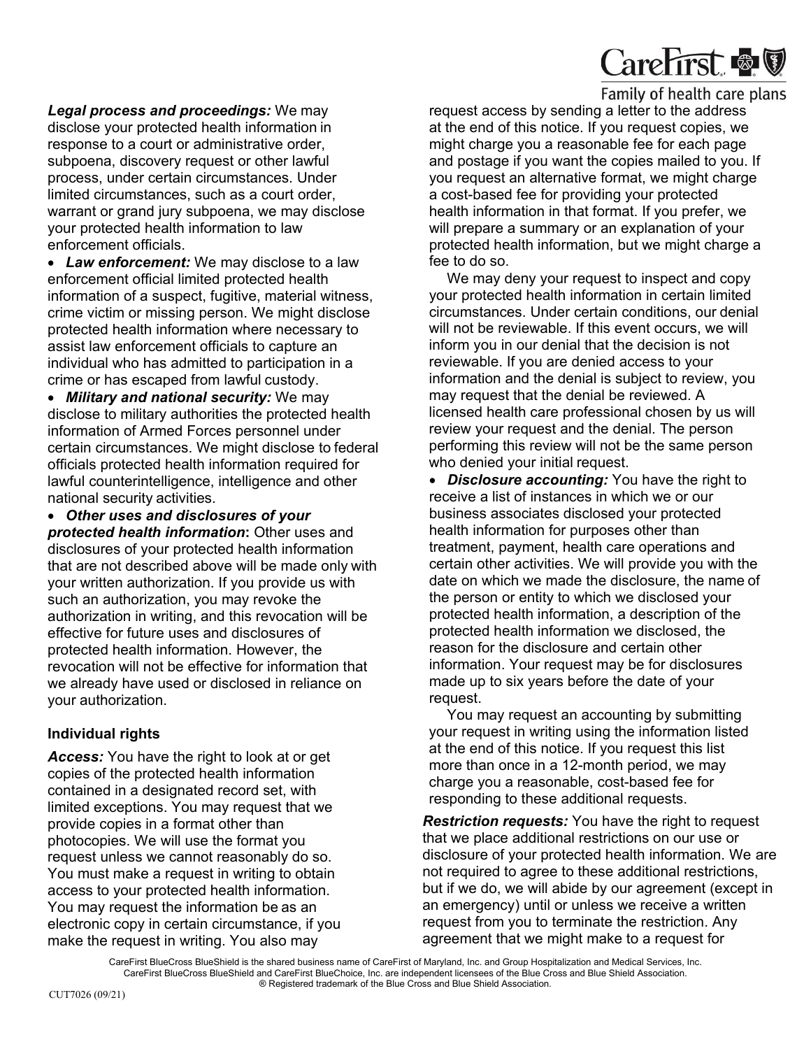***Legal process and proceedings:*** We may disclose your protected health information in response to a court or administrative order, subpoena, discovery request or other lawful process, under certain circumstances. Under limited circumstances, such as a court order, warrant or grand jury subpoena, we may disclose your protected health information to law enforcement officials.

- ***Law enforcement:*** We may disclose to a law enforcement official limited protected health information of a suspect, fugitive, material witness, crime victim or missing person. We might disclose protected health information where necessary to assist law enforcement officials to capture an individual who has admitted to participation in a crime or has escaped from lawful custody.
- ***Military and national security:*** We may disclose to military authorities the protected health information of Armed Forces personnel under certain circumstances. We might disclose to federal officials protected health information required for lawful counterintelligence, intelligence and other national security activities.
- ***Other uses and disclosures of your protected health information*****:** Other uses and disclosures of your protected health information that are not described above will be made only with your written authorization. If you provide us with such an authorization, you may revoke the authorization in writing, and this revocation will be effective for future uses and disclosures of protected health information. However, the revocation will not be effective for information that we already have used or disclosed in reliance on your authorization.

**Individual rights**

***Access:*** You have the right to look at or get copies of the protected health information contained in a designated record set, with limited exceptions. You may request that we provide copies in a format other than photocopies. We will use the format you request unless we cannot reasonably do so. You must make a request in writing to obtain access to your protected health information. You may request the information be as an electronic copy in certain circumstance, if you make the request in writing. You also may request access by sending a letter to the address at the end of this notice. If you request copies, we might charge you a reasonable fee for each page and postage if you want the copies mailed to you. If you request an alternative format, we might charge a cost-based fee for providing your protected health information in that format. If you prefer, we will prepare a summary or an explanation of your protected health information, but we might charge a fee to do so.

We may deny your request to inspect and copy your protected health information in certain limited circumstances. Under certain conditions, our denial will not be reviewable. If this event occurs, we will inform you in our denial that the decision is not reviewable. If you are denied access to your information and the denial is subject to review, you may request that the denial be reviewed. A licensed health care professional chosen by us will review your request and the denial. The person performing this review will not be the same person who denied your initial request.

- ***Disclosure accounting:*** You have the right to receive a list of instances in which we or our business associates disclosed your protected health information for purposes other than treatment, payment, health care operations and certain other activities. We will provide you with the date on which we made the disclosure, the name of the person or entity to which we disclosed your protected health information, a description of the protected health information we disclosed, the reason for the disclosure and certain other information. Your request may be for disclosures made up to six years before the date of your request.

You may request an accounting by submitting your request in writing using the information listed at the end of this notice. If you request this list more than once in a 12-month period, we may charge you a reasonable, cost-based fee for responding to these additional requests.

***Restriction requests:*** You have the right to request that we place additional restrictions on our use or disclosure of your protected health information. We are not required to agree to these additional restrictions, but if we do, we will abide by our agreement (except in an emergency) until or unless we receive a written request from you to terminate the restriction. Any agreement that we might make to a request for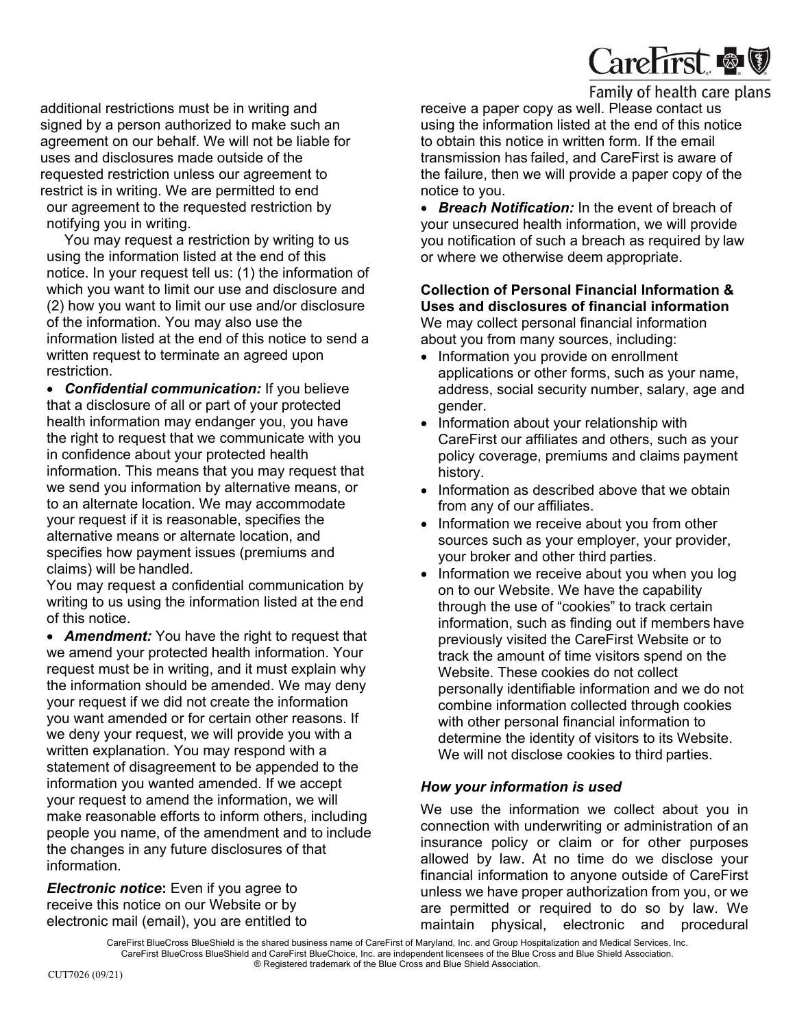additional restrictions must be in writing and signed by a person authorized to make such an agreement on our behalf. We will not be liable for uses and disclosures made outside of the requested restriction unless our agreement to restrict is in writing. We are permitted to end our agreement to the requested restriction by notifying you in writing.

You may request a restriction by writing to us using the information listed at the end of this notice. In your request tell us: (1) the information of which you want to limit our use and disclosure and (2) how you want to limit our use and/or disclosure of the information. You may also use the information listed at the end of this notice to send a written request to terminate an agreed upon restriction.

- ***Confidential communication:*** If you believe that a disclosure of all or part of your protected health information may endanger you, you have the right to request that we communicate with you in confidence about your protected health information. This means that you may request that we send you information by alternative means, or to an alternate location. We may accommodate your request if it is reasonable, specifies the alternative means or alternate location, and specifies how payment issues (premiums and claims) will be handled.

You may request a confidential communication by writing to us using the information listed at the end of this notice.

- ***Amendment:*** You have the right to request that we amend your protected health information. Your request must be in writing, and it must explain why the information should be amended. We may deny your request if we did not create the information you want amended or for certain other reasons. If we deny your request, we will provide you with a written explanation. You may respond with a statement of disagreement to be appended to the information you wanted amended. If we accept your request to amend the information, we will make reasonable efforts to inform others, including people you name, of the amendment and to include the changes in any future disclosures of that information.

***Electronic notice*:** Even if you agree to receive this notice on our Website or by electronic mail (email), you are entitled to receive a paper copy as well. Please contact us using the information listed at the end of this notice to obtain this notice in written form. If the email transmission has failed, and CareFirst is aware of the failure, then we will provide a paper copy of the notice to you.

- ***Breach Notification:*** In the event of breach of your unsecured health information, we will provide you notification of such a breach as required by law or where we otherwise deem appropriate.

**Collection of Personal Financial Information & Uses and disclosures of financial information**

We may collect personal financial information about you from many sources, including:

- Information you provide on enrollment applications or other forms, such as your name, address, social security number, salary, age and gender.
- Information about your relationship with CareFirst our affiliates and others, such as your policy coverage, premiums and claims payment history.
- Information as described above that we obtain from any of our affiliates.
- Information we receive about you from other sources such as your employer, your provider, your broker and other third parties.
- Information we receive about you when you log on to our Website. We have the capability through the use of "cookies" to track certain information, such as finding out if members have previously visited the CareFirst Website or to track the amount of time visitors spend on the Website. These cookies do not collect personally identifiable information and we do not combine information collected through cookies with other personal financial information to determine the identity of visitors to its Website. We will not disclose cookies to third parties.

***How your information is used***

We use the information we collect about you in connection with underwriting or administration of an insurance policy or claim or for other purposes allowed by law. At no time do we disclose your financial information to anyone outside of CareFirst unless we have proper authorization from you, or we are permitted or required to do so by law. We maintain physical, electronic and procedural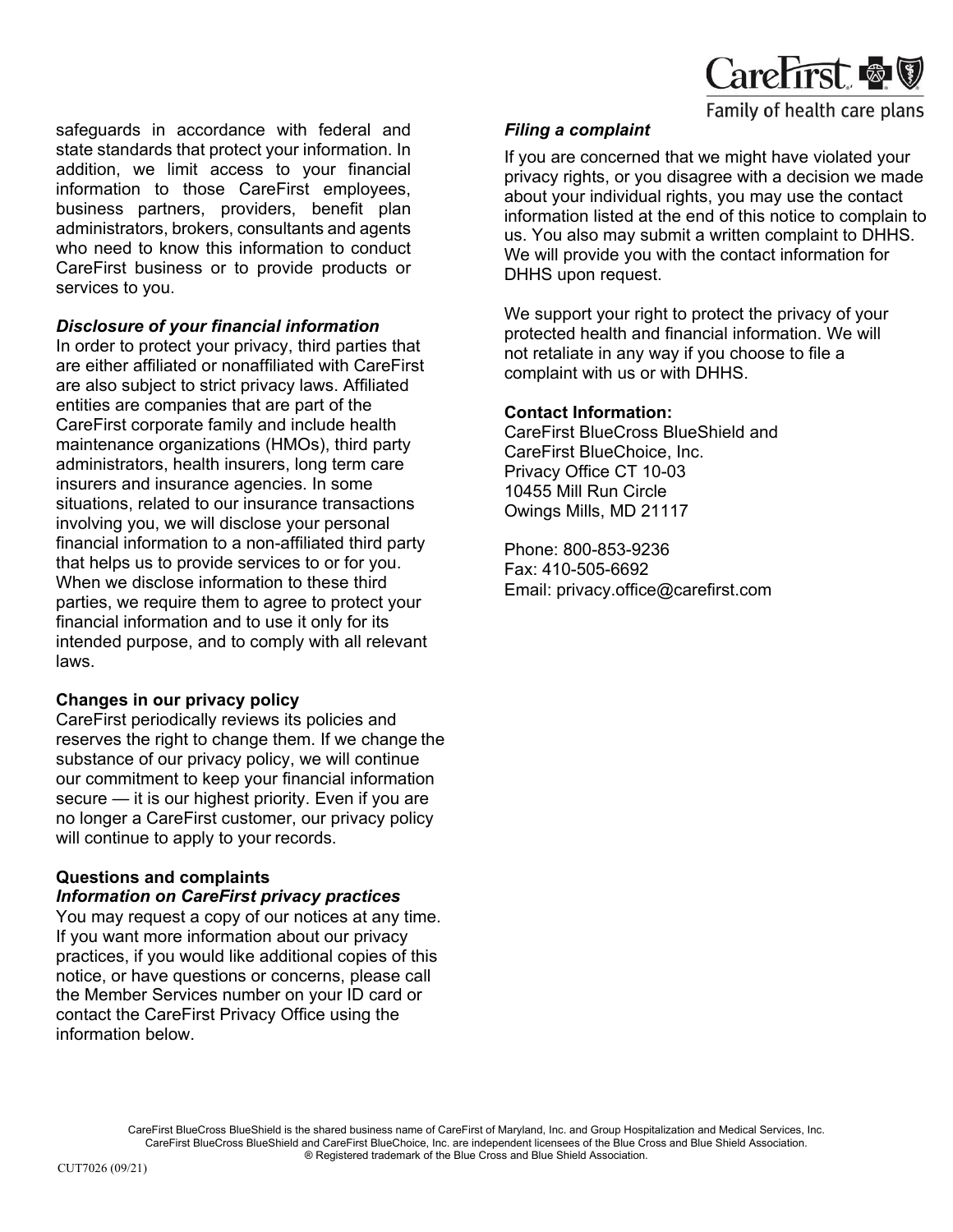safeguards in accordance with federal and state standards that protect your information. In addition, we limit access to your financial information to those CareFirst employees, business partners, providers, benefit plan administrators, brokers, consultants and agents who need to know this information to conduct CareFirst business or to provide products or services to you.

***Disclosure of your financial information***

In order to protect your privacy, third parties that are either affiliated or nonaffiliated with CareFirst are also subject to strict privacy laws. Affiliated entities are companies that are part of the CareFirst corporate family and include health maintenance organizations (HMOs), third party administrators, health insurers, long term care insurers and insurance agencies. In some situations, related to our insurance transactions involving you, we will disclose your personal financial information to a non-affiliated third party that helps us to provide services to or for you. When we disclose information to these third parties, we require them to agree to protect your financial information and to use it only for its intended purpose, and to comply with all relevant laws.

**Changes in our privacy policy**

CareFirst periodically reviews its policies and reserves the right to change them. If we change the substance of our privacy policy, we will continue our commitment to keep your financial information secure — it is our highest priority. Even if you are no longer a CareFirst customer, our privacy policy will continue to apply to your records.

**Questions and complaints**

***Information on CareFirst privacy practices***

You may request a copy of our notices at any time. If you want more information about our privacy practices, if you would like additional copies of this notice, or have questions or concerns, please call the Member Services number on your ID card or contact the CareFirst Privacy Office using the information below.

***Filing a complaint***

If you are concerned that we might have violated your privacy rights, or you disagree with a decision we made about your individual rights, you may use the contact information listed at the end of this notice to complain to us. You also may submit a written complaint to DHHS. We will provide you with the contact information for DHHS upon request.

We support your right to protect the privacy of your protected health and financial information. We will not retaliate in any way if you choose to file a complaint with us or with DHHS.

**Contact Information:**

CareFirst BlueCross BlueShield and
CareFirst BlueChoice, Inc.
Privacy Office CT 10-03
10455 Mill Run Circle
Owings Mills, MD 21117

Phone: 800-853-9236
Fax: 410-505-6692
Email: privacy.office@carefirst.com

CareFirst BlueCross BlueShield is the shared business name of CareFirst of Maryland, Inc. and Group Hospitalization and Medical Services, Inc.
CareFirst BlueCross BlueShield and CareFirst BlueChoice, Inc. are independent licensees of the Blue Cross and Blue Shield Association.
® Registered trademark of the Blue Cross and Blue Shield Association.

CUT7026 (09/21)